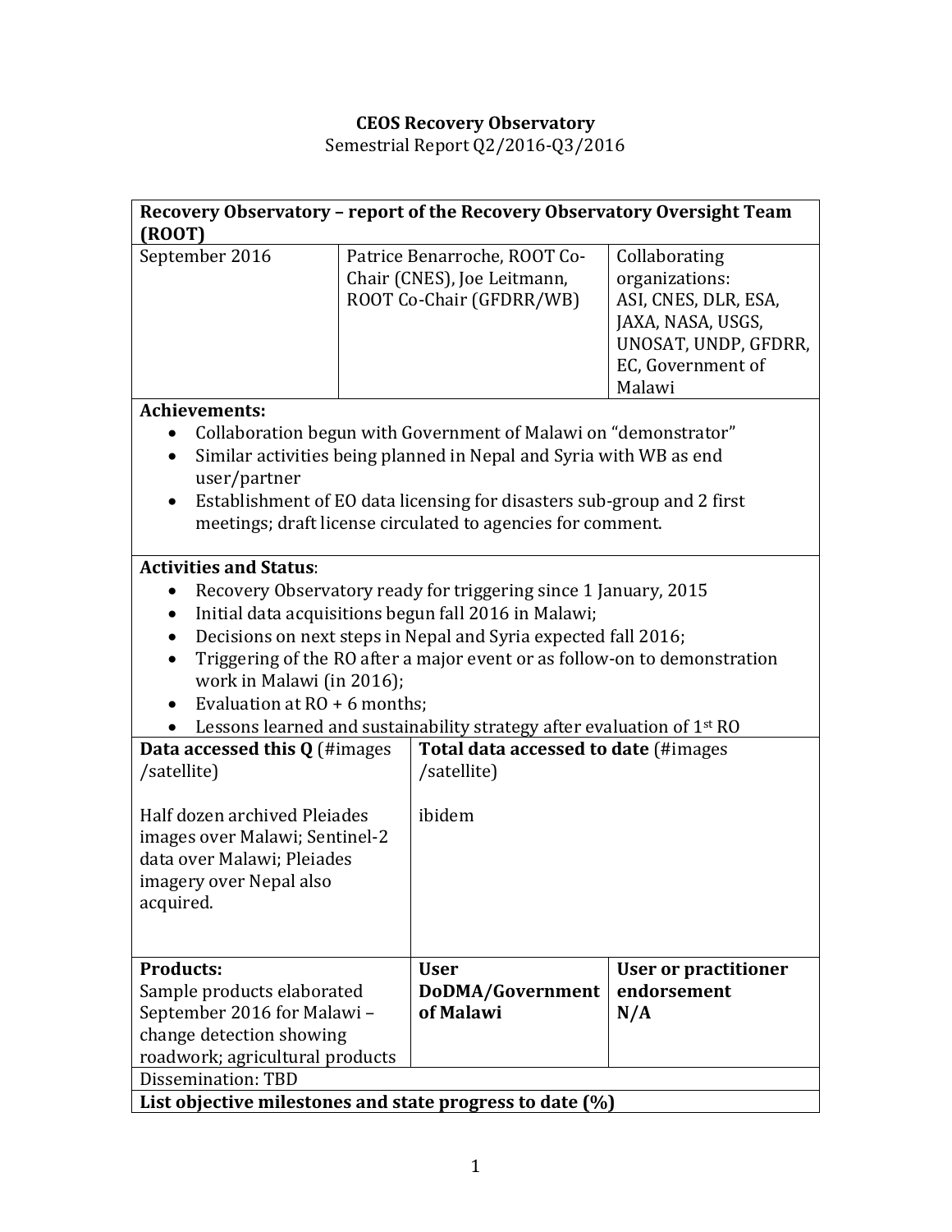**CEOS Recovery Observatory**

Semestrial Report Q2/2016-Q3/2016

| **Recovery Observatory – report of the Recovery Observatory Oversight Team (ROOT)** | | |
|---|---|---|
| September 2016 | Patrice Benarroche, ROOT Co-Chair (CNES), Joe Leitmann, ROOT Co-Chair (GFDRR/WB) | Collaborating organizations: ASI, CNES, DLR, ESA, JAXA, NASA, USGS, UNOSAT, UNDP, GFDRR, EC, Government of Malawi |
| **Achievements:**<br>• Collaboration begun with Government of Malawi on "demonstrator"<br>• Similar activities being planned in Nepal and Syria with WB as end user/partner<br>• Establishment of EO data licensing for disasters sub-group and 2 first meetings; draft license circulated to agencies for comment. | | |
| **Activities and Status**:<br>• Recovery Observatory ready for triggering since 1 January, 2015<br>• Initial data acquisitions begun fall 2016 in Malawi;<br>• Decisions on next steps in Nepal and Syria expected fall 2016;<br>• Triggering of the RO after a major event or as follow-on to demonstration work in Malawi (in 2016);<br>• Evaluation at RO + 6 months;<br>• Lessons learned and sustainability strategy after evaluation of 1st RO | | |
| **Data accessed this Q** (#images /satellite)<br><br>Half dozen archived Pleiades images over Malawi; Sentinel-2 data over Malawi; Pleiades imagery over Nepal also acquired. | **Total data accessed to date** (#images /satellite)<br><br>ibidem | |
| **Products:**<br>Sample products elaborated September 2016 for Malawi – change detection showing roadwork; agricultural products | **User DoDMA/Government of Malawi** | **User or practitioner endorsement N/A** |
| Dissemination: TBD | | |
| **List objective milestones and state progress to date (%)** | | |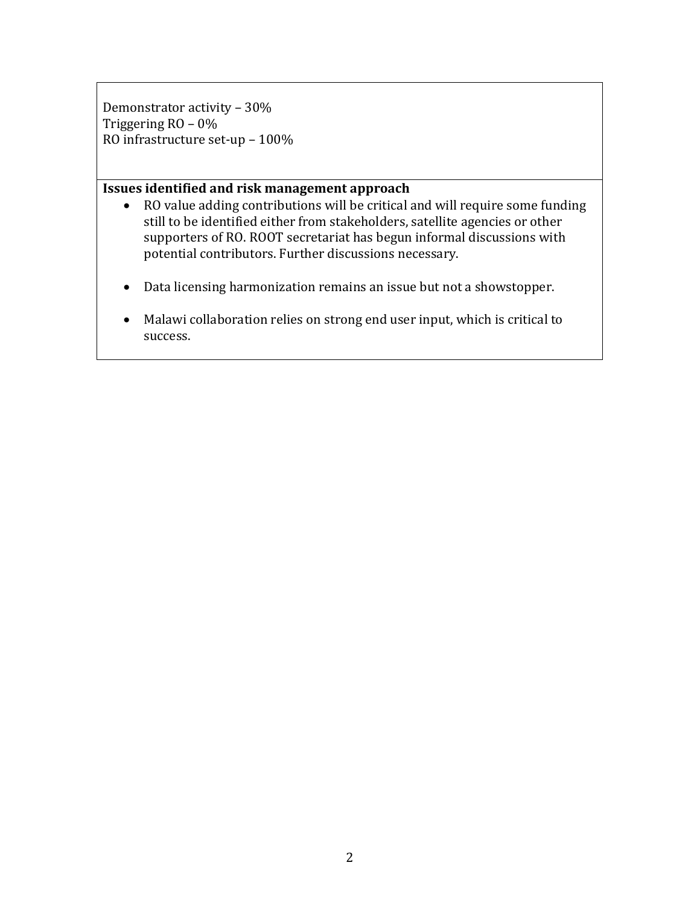Demonstrator activity – 30%
Triggering RO – 0%
RO infrastructure set-up – 100%

**Issues identified and risk management approach**

- RO value adding contributions will be critical and will require some funding still to be identified either from stakeholders, satellite agencies or other supporters of RO. ROOT secretariat has begun informal discussions with potential contributors. Further discussions necessary.
- Data licensing harmonization remains an issue but not a showstopper.
- Malawi collaboration relies on strong end user input, which is critical to success.